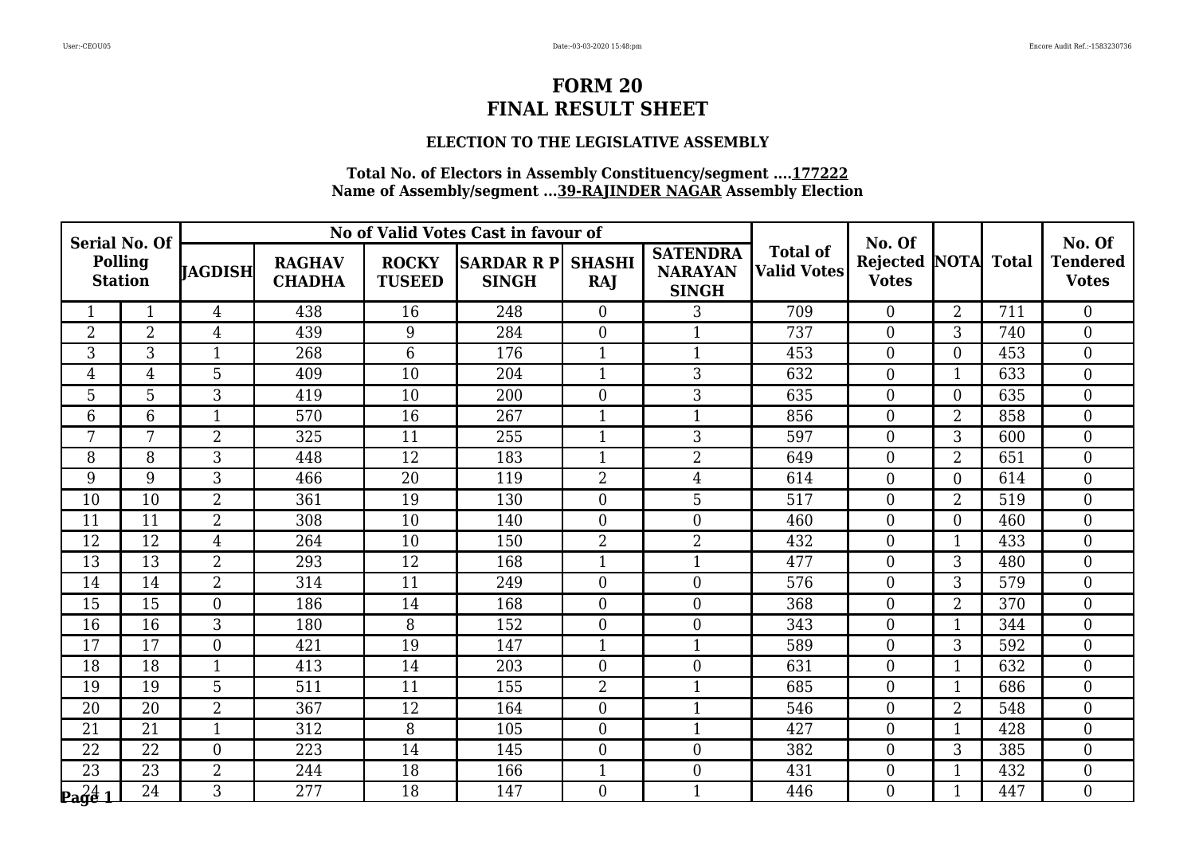# FORM 20
# FINAL RESULT SHEET

### ELECTION TO THE LEGISLATIVE ASSEMBLY

**Total No. of Electors in Assembly Constituency/segment ....177222**
**Name of Assembly/segment ...39-RAJINDER NAGAR Assembly Election**

| Serial No. Of Polling Station | | No of Valid Votes Cast in favour of | | | | | | Total of Valid Votes | No. Of Rejected Votes | NOTA | Total | No. Of Tendered Votes |
|---|---|---|---|---|---|---|---|---|---|---|---|---|
| | | JAGDISH | RAGHAV CHADHA | ROCKY TUSEED | SARDAR R P SINGH | SHASHI RAJ | SATENDRA NARAYAN SINGH | | | | | |
| 1 | 1 | 4 | 438 | 16 | 248 | 0 | 3 | 709 | 0 | 2 | 711 | 0 |
| 2 | 2 | 4 | 439 | 9 | 284 | 0 | 1 | 737 | 0 | 3 | 740 | 0 |
| 3 | 3 | 1 | 268 | 6 | 176 | 1 | 1 | 453 | 0 | 0 | 453 | 0 |
| 4 | 4 | 5 | 409 | 10 | 204 | 1 | 3 | 632 | 0 | 1 | 633 | 0 |
| 5 | 5 | 3 | 419 | 10 | 200 | 0 | 3 | 635 | 0 | 0 | 635 | 0 |
| 6 | 6 | 1 | 570 | 16 | 267 | 1 | 1 | 856 | 0 | 2 | 858 | 0 |
| 7 | 7 | 2 | 325 | 11 | 255 | 1 | 3 | 597 | 0 | 3 | 600 | 0 |
| 8 | 8 | 3 | 448 | 12 | 183 | 1 | 2 | 649 | 0 | 2 | 651 | 0 |
| 9 | 9 | 3 | 466 | 20 | 119 | 2 | 4 | 614 | 0 | 0 | 614 | 0 |
| 10 | 10 | 2 | 361 | 19 | 130 | 0 | 5 | 517 | 0 | 2 | 519 | 0 |
| 11 | 11 | 2 | 308 | 10 | 140 | 0 | 0 | 460 | 0 | 0 | 460 | 0 |
| 12 | 12 | 4 | 264 | 10 | 150 | 2 | 2 | 432 | 0 | 1 | 433 | 0 |
| 13 | 13 | 2 | 293 | 12 | 168 | 1 | 1 | 477 | 0 | 3 | 480 | 0 |
| 14 | 14 | 2 | 314 | 11 | 249 | 0 | 0 | 576 | 0 | 3 | 579 | 0 |
| 15 | 15 | 0 | 186 | 14 | 168 | 0 | 0 | 368 | 0 | 2 | 370 | 0 |
| 16 | 16 | 3 | 180 | 8 | 152 | 0 | 0 | 343 | 0 | 1 | 344 | 0 |
| 17 | 17 | 0 | 421 | 19 | 147 | 1 | 1 | 589 | 0 | 3 | 592 | 0 |
| 18 | 18 | 1 | 413 | 14 | 203 | 0 | 0 | 631 | 0 | 1 | 632 | 0 |
| 19 | 19 | 5 | 511 | 11 | 155 | 2 | 1 | 685 | 0 | 1 | 686 | 0 |
| 20 | 20 | 2 | 367 | 12 | 164 | 0 | 1 | 546 | 0 | 2 | 548 | 0 |
| 21 | 21 | 1 | 312 | 8 | 105 | 0 | 1 | 427 | 0 | 1 | 428 | 0 |
| 22 | 22 | 0 | 223 | 14 | 145 | 0 | 0 | 382 | 0 | 3 | 385 | 0 |
| 23 | 23 | 2 | 244 | 18 | 166 | 1 | 0 | 431 | 0 | 1 | 432 | 0 |
| 24 | 24 | 3 | 277 | 18 | 147 | 0 | 1 | 446 | 0 | 1 | 447 | 0 |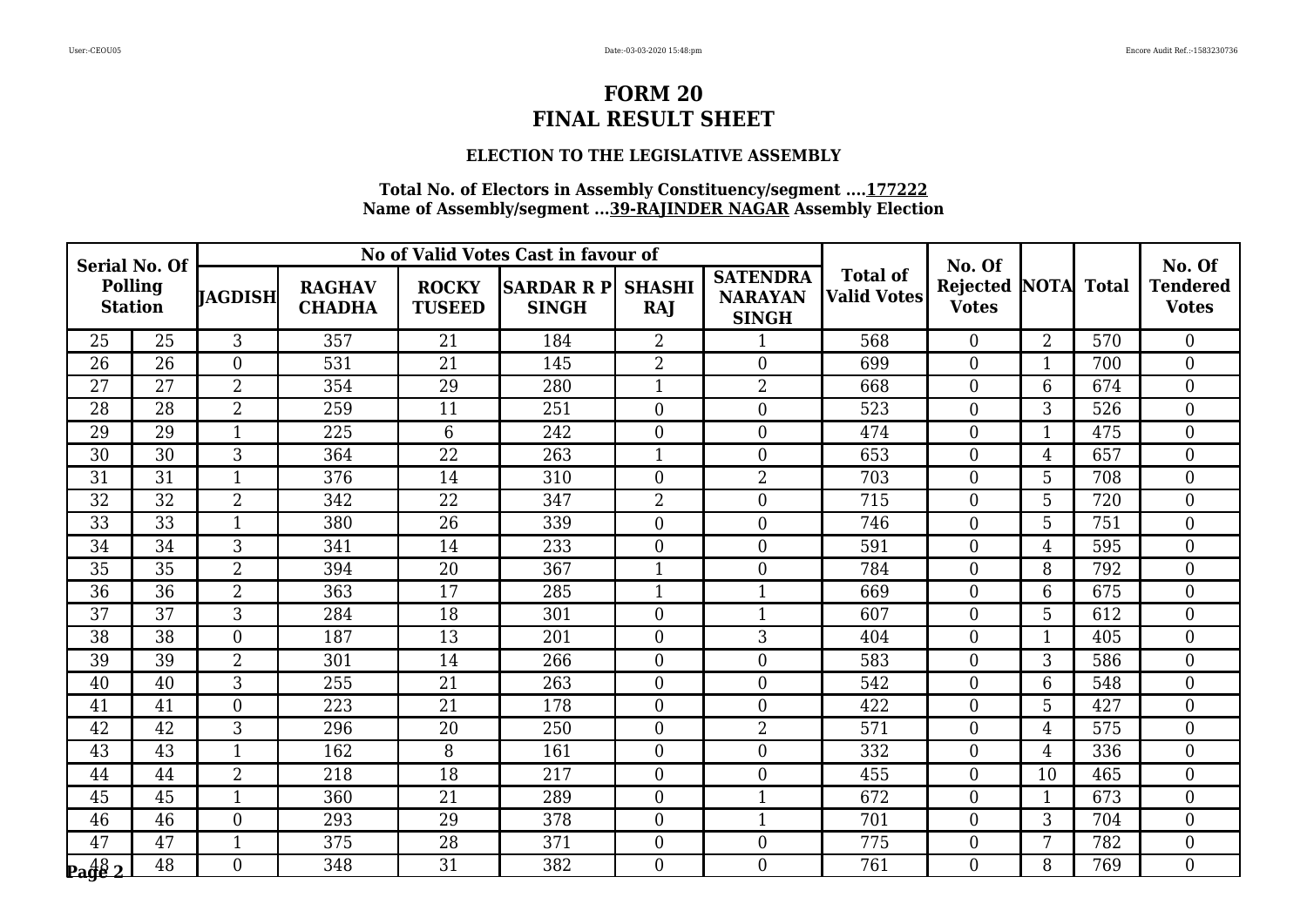# FORM 20
# FINAL RESULT SHEET

### ELECTION TO THE LEGISLATIVE ASSEMBLY

**Total No. of Electors in Assembly Constituency/segment ....177222**
**Name of Assembly/segment ...39-RAJINDER NAGAR Assembly Election**

| Serial No. Of Polling Station | | No of Valid Votes Cast in favour of | | | | | | Total of Valid Votes | No. Of Rejected Votes | NOTA | Total | No. Of Tendered Votes |
|---|---|---|---|---|---|---|---|---|---|---|---|---|
| | | JAGDISH | RAGHAV CHADHA | ROCKY TUSEED | SARDAR R P SINGH | SHASHI RAJ | SATENDRA NARAYAN SINGH | | | | | |
| 25 | 25 | 3 | 357 | 21 | 184 | 2 | 1 | 568 | 0 | 2 | 570 | 0 |
| 26 | 26 | 0 | 531 | 21 | 145 | 2 | 0 | 699 | 0 | 1 | 700 | 0 |
| 27 | 27 | 2 | 354 | 29 | 280 | 1 | 2 | 668 | 0 | 6 | 674 | 0 |
| 28 | 28 | 2 | 259 | 11 | 251 | 0 | 0 | 523 | 0 | 3 | 526 | 0 |
| 29 | 29 | 1 | 225 | 6 | 242 | 0 | 0 | 474 | 0 | 1 | 475 | 0 |
| 30 | 30 | 3 | 364 | 22 | 263 | 1 | 0 | 653 | 0 | 4 | 657 | 0 |
| 31 | 31 | 1 | 376 | 14 | 310 | 0 | 2 | 703 | 0 | 5 | 708 | 0 |
| 32 | 32 | 2 | 342 | 22 | 347 | 2 | 0 | 715 | 0 | 5 | 720 | 0 |
| 33 | 33 | 1 | 380 | 26 | 339 | 0 | 0 | 746 | 0 | 5 | 751 | 0 |
| 34 | 34 | 3 | 341 | 14 | 233 | 0 | 0 | 591 | 0 | 4 | 595 | 0 |
| 35 | 35 | 2 | 394 | 20 | 367 | 1 | 0 | 784 | 0 | 8 | 792 | 0 |
| 36 | 36 | 2 | 363 | 17 | 285 | 1 | 1 | 669 | 0 | 6 | 675 | 0 |
| 37 | 37 | 3 | 284 | 18 | 301 | 0 | 1 | 607 | 0 | 5 | 612 | 0 |
| 38 | 38 | 0 | 187 | 13 | 201 | 0 | 3 | 404 | 0 | 1 | 405 | 0 |
| 39 | 39 | 2 | 301 | 14 | 266 | 0 | 0 | 583 | 0 | 3 | 586 | 0 |
| 40 | 40 | 3 | 255 | 21 | 263 | 0 | 0 | 542 | 0 | 6 | 548 | 0 |
| 41 | 41 | 0 | 223 | 21 | 178 | 0 | 0 | 422 | 0 | 5 | 427 | 0 |
| 42 | 42 | 3 | 296 | 20 | 250 | 0 | 2 | 571 | 0 | 4 | 575 | 0 |
| 43 | 43 | 1 | 162 | 8 | 161 | 0 | 0 | 332 | 0 | 4 | 336 | 0 |
| 44 | 44 | 2 | 218 | 18 | 217 | 0 | 0 | 455 | 0 | 10 | 465 | 0 |
| 45 | 45 | 1 | 360 | 21 | 289 | 0 | 1 | 672 | 0 | 1 | 673 | 0 |
| 46 | 46 | 0 | 293 | 29 | 378 | 0 | 1 | 701 | 0 | 3 | 704 | 0 |
| 47 | 47 | 1 | 375 | 28 | 371 | 0 | 0 | 775 | 0 | 7 | 782 | 0 |
| 48 | 48 | 0 | 348 | 31 | 382 | 0 | 0 | 761 | 0 | 8 | 769 | 0 |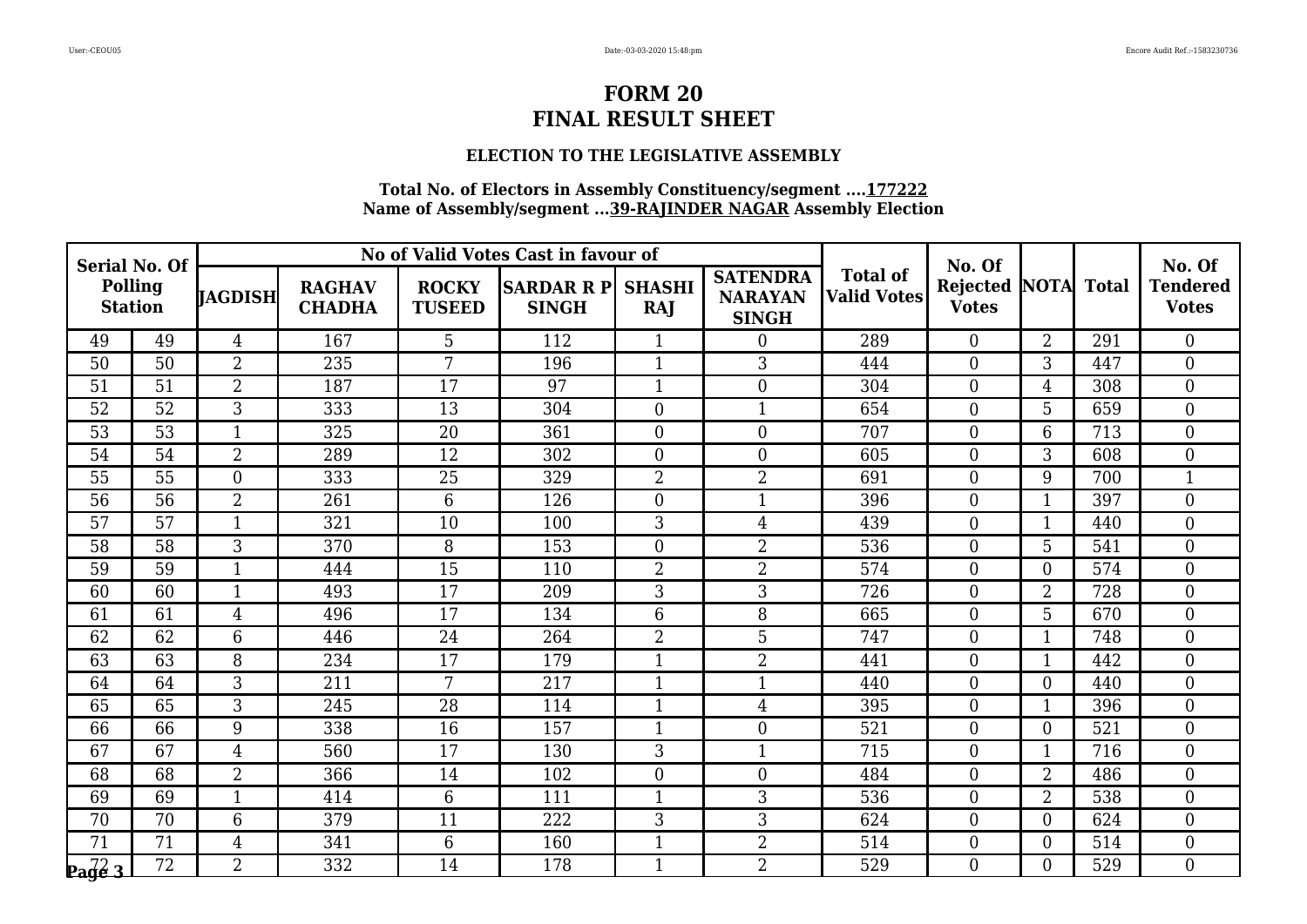# FORM 20
# FINAL RESULT SHEET

### ELECTION TO THE LEGISLATIVE ASSEMBLY

**Total No. of Electors in Assembly Constituency/segment ....177222**
**Name of Assembly/segment ...39-RAJINDER NAGAR Assembly Election**

| Serial No. Of Polling Station | | No of Valid Votes Cast in favour of | | | | | | Total of Valid Votes | No. Of Rejected Votes | NOTA | Total | No. Of Tendered Votes |
|---|---|---|---|---|---|---|---|---|---|---|---|---|
| | | JAGDISH | RAGHAV CHADHA | ROCKY TUSEED | SARDAR R P SINGH | SHASHI RAJ | SATENDRA NARAYAN SINGH | | | | | |
| 49 | 49 | 4 | 167 | 5 | 112 | 1 | 0 | 289 | 0 | 2 | 291 | 0 |
| 50 | 50 | 2 | 235 | 7 | 196 | 1 | 3 | 444 | 0 | 3 | 447 | 0 |
| 51 | 51 | 2 | 187 | 17 | 97 | 1 | 0 | 304 | 0 | 4 | 308 | 0 |
| 52 | 52 | 3 | 333 | 13 | 304 | 0 | 1 | 654 | 0 | 5 | 659 | 0 |
| 53 | 53 | 1 | 325 | 20 | 361 | 0 | 0 | 707 | 0 | 6 | 713 | 0 |
| 54 | 54 | 2 | 289 | 12 | 302 | 0 | 0 | 605 | 0 | 3 | 608 | 0 |
| 55 | 55 | 0 | 333 | 25 | 329 | 2 | 2 | 691 | 0 | 9 | 700 | 1 |
| 56 | 56 | 2 | 261 | 6 | 126 | 0 | 1 | 396 | 0 | 1 | 397 | 0 |
| 57 | 57 | 1 | 321 | 10 | 100 | 3 | 4 | 439 | 0 | 1 | 440 | 0 |
| 58 | 58 | 3 | 370 | 8 | 153 | 0 | 2 | 536 | 0 | 5 | 541 | 0 |
| 59 | 59 | 1 | 444 | 15 | 110 | 2 | 2 | 574 | 0 | 0 | 574 | 0 |
| 60 | 60 | 1 | 493 | 17 | 209 | 3 | 3 | 726 | 0 | 2 | 728 | 0 |
| 61 | 61 | 4 | 496 | 17 | 134 | 6 | 8 | 665 | 0 | 5 | 670 | 0 |
| 62 | 62 | 6 | 446 | 24 | 264 | 2 | 5 | 747 | 0 | 1 | 748 | 0 |
| 63 | 63 | 8 | 234 | 17 | 179 | 1 | 2 | 441 | 0 | 1 | 442 | 0 |
| 64 | 64 | 3 | 211 | 7 | 217 | 1 | 1 | 440 | 0 | 0 | 440 | 0 |
| 65 | 65 | 3 | 245 | 28 | 114 | 1 | 4 | 395 | 0 | 1 | 396 | 0 |
| 66 | 66 | 9 | 338 | 16 | 157 | 1 | 0 | 521 | 0 | 0 | 521 | 0 |
| 67 | 67 | 4 | 560 | 17 | 130 | 3 | 1 | 715 | 0 | 1 | 716 | 0 |
| 68 | 68 | 2 | 366 | 14 | 102 | 0 | 0 | 484 | 0 | 2 | 486 | 0 |
| 69 | 69 | 1 | 414 | 6 | 111 | 1 | 3 | 536 | 0 | 2 | 538 | 0 |
| 70 | 70 | 6 | 379 | 11 | 222 | 3 | 3 | 624 | 0 | 0 | 624 | 0 |
| 71 | 71 | 4 | 341 | 6 | 160 | 1 | 2 | 514 | 0 | 0 | 514 | 0 |
| 72 | 72 | 2 | 332 | 14 | 178 | 1 | 2 | 529 | 0 | 0 | 529 | 0 |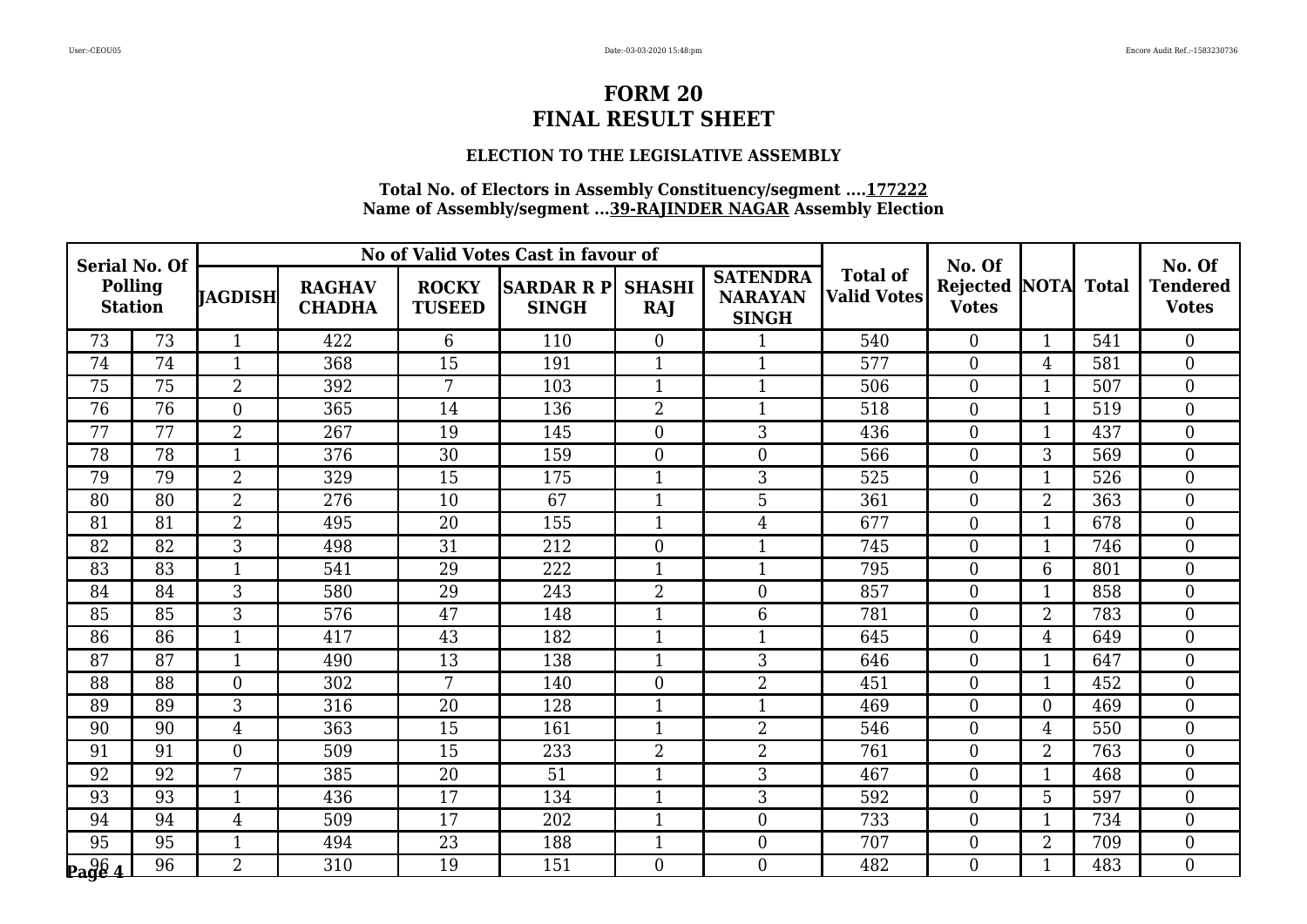# FORM 20
# FINAL RESULT SHEET

### ELECTION TO THE LEGISLATIVE ASSEMBLY

**Total No. of Electors in Assembly Constituency/segment ....177222**
**Name of Assembly/segment ...39-RAJINDER NAGAR Assembly Election**

| Serial No. Of Polling Station | | No of Valid Votes Cast in favour of | | | | | | Total of Valid Votes | No. Of Rejected Votes | NOTA | Total | No. Of Tendered Votes |
|---|---|---|---|---|---|---|---|---|---|---|---|---|
| | | JAGDISH | RAGHAV CHADHA | ROCKY TUSEED | SARDAR R P SINGH | SHASHI RAJ | SATENDRA NARAYAN SINGH | | | | | |
| 73 | 73 | 1 | 422 | 6 | 110 | 0 | 1 | 540 | 0 | 1 | 541 | 0 |
| 74 | 74 | 1 | 368 | 15 | 191 | 1 | 1 | 577 | 0 | 4 | 581 | 0 |
| 75 | 75 | 2 | 392 | 7 | 103 | 1 | 1 | 506 | 0 | 1 | 507 | 0 |
| 76 | 76 | 0 | 365 | 14 | 136 | 2 | 1 | 518 | 0 | 1 | 519 | 0 |
| 77 | 77 | 2 | 267 | 19 | 145 | 0 | 3 | 436 | 0 | 1 | 437 | 0 |
| 78 | 78 | 1 | 376 | 30 | 159 | 0 | 0 | 566 | 0 | 3 | 569 | 0 |
| 79 | 79 | 2 | 329 | 15 | 175 | 1 | 3 | 525 | 0 | 1 | 526 | 0 |
| 80 | 80 | 2 | 276 | 10 | 67 | 1 | 5 | 361 | 0 | 2 | 363 | 0 |
| 81 | 81 | 2 | 495 | 20 | 155 | 1 | 4 | 677 | 0 | 1 | 678 | 0 |
| 82 | 82 | 3 | 498 | 31 | 212 | 0 | 1 | 745 | 0 | 1 | 746 | 0 |
| 83 | 83 | 1 | 541 | 29 | 222 | 1 | 1 | 795 | 0 | 6 | 801 | 0 |
| 84 | 84 | 3 | 580 | 29 | 243 | 2 | 0 | 857 | 0 | 1 | 858 | 0 |
| 85 | 85 | 3 | 576 | 47 | 148 | 1 | 6 | 781 | 0 | 2 | 783 | 0 |
| 86 | 86 | 1 | 417 | 43 | 182 | 1 | 1 | 645 | 0 | 4 | 649 | 0 |
| 87 | 87 | 1 | 490 | 13 | 138 | 1 | 3 | 646 | 0 | 1 | 647 | 0 |
| 88 | 88 | 0 | 302 | 7 | 140 | 0 | 2 | 451 | 0 | 1 | 452 | 0 |
| 89 | 89 | 3 | 316 | 20 | 128 | 1 | 1 | 469 | 0 | 0 | 469 | 0 |
| 90 | 90 | 4 | 363 | 15 | 161 | 1 | 2 | 546 | 0 | 4 | 550 | 0 |
| 91 | 91 | 0 | 509 | 15 | 233 | 2 | 2 | 761 | 0 | 2 | 763 | 0 |
| 92 | 92 | 7 | 385 | 20 | 51 | 1 | 3 | 467 | 0 | 1 | 468 | 0 |
| 93 | 93 | 1 | 436 | 17 | 134 | 1 | 3 | 592 | 0 | 5 | 597 | 0 |
| 94 | 94 | 4 | 509 | 17 | 202 | 1 | 0 | 733 | 0 | 1 | 734 | 0 |
| 95 | 95 | 1 | 494 | 23 | 188 | 1 | 0 | 707 | 0 | 2 | 709 | 0 |
| 96 | 96 | 2 | 310 | 19 | 151 | 0 | 0 | 482 | 0 | 1 | 483 | 0 |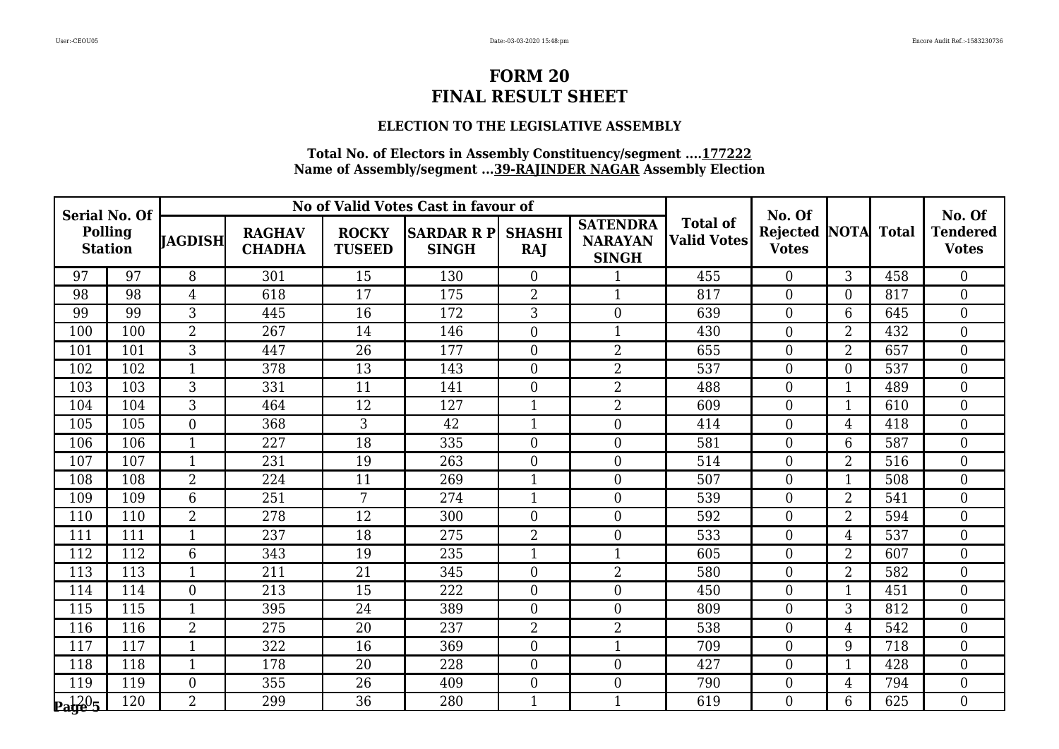# FORM 20
# FINAL RESULT SHEET

### ELECTION TO THE LEGISLATIVE ASSEMBLY

**Total No. of Electors in Assembly Constituency/segment ....177222**
**Name of Assembly/segment ...39-RAJINDER NAGAR Assembly Election**

| Serial No. Of Polling Station | | No of Valid Votes Cast in favour of | | | | | | Total of Valid Votes | No. Of Rejected Votes | NOTA | Total | No. Of Tendered Votes |
|---|---|---|---|---|---|---|---|---|---|---|---|---|
| | | JAGDISH | RAGHAV CHADHA | ROCKY TUSEED | SARDAR R P SINGH | SHASHI RAJ | SATENDRA NARAYAN SINGH | | | | | |
| 97 | 97 | 8 | 301 | 15 | 130 | 0 | 1 | 455 | 0 | 3 | 458 | 0 |
| 98 | 98 | 4 | 618 | 17 | 175 | 2 | 1 | 817 | 0 | 0 | 817 | 0 |
| 99 | 99 | 3 | 445 | 16 | 172 | 3 | 0 | 639 | 0 | 6 | 645 | 0 |
| 100 | 100 | 2 | 267 | 14 | 146 | 0 | 1 | 430 | 0 | 2 | 432 | 0 |
| 101 | 101 | 3 | 447 | 26 | 177 | 0 | 2 | 655 | 0 | 2 | 657 | 0 |
| 102 | 102 | 1 | 378 | 13 | 143 | 0 | 2 | 537 | 0 | 0 | 537 | 0 |
| 103 | 103 | 3 | 331 | 11 | 141 | 0 | 2 | 488 | 0 | 1 | 489 | 0 |
| 104 | 104 | 3 | 464 | 12 | 127 | 1 | 2 | 609 | 0 | 1 | 610 | 0 |
| 105 | 105 | 0 | 368 | 3 | 42 | 1 | 0 | 414 | 0 | 4 | 418 | 0 |
| 106 | 106 | 1 | 227 | 18 | 335 | 0 | 0 | 581 | 0 | 6 | 587 | 0 |
| 107 | 107 | 1 | 231 | 19 | 263 | 0 | 0 | 514 | 0 | 2 | 516 | 0 |
| 108 | 108 | 2 | 224 | 11 | 269 | 1 | 0 | 507 | 0 | 1 | 508 | 0 |
| 109 | 109 | 6 | 251 | 7 | 274 | 1 | 0 | 539 | 0 | 2 | 541 | 0 |
| 110 | 110 | 2 | 278 | 12 | 300 | 0 | 0 | 592 | 0 | 2 | 594 | 0 |
| 111 | 111 | 1 | 237 | 18 | 275 | 2 | 0 | 533 | 0 | 4 | 537 | 0 |
| 112 | 112 | 6 | 343 | 19 | 235 | 1 | 1 | 605 | 0 | 2 | 607 | 0 |
| 113 | 113 | 1 | 211 | 21 | 345 | 0 | 2 | 580 | 0 | 2 | 582 | 0 |
| 114 | 114 | 0 | 213 | 15 | 222 | 0 | 0 | 450 | 0 | 1 | 451 | 0 |
| 115 | 115 | 1 | 395 | 24 | 389 | 0 | 0 | 809 | 0 | 3 | 812 | 0 |
| 116 | 116 | 2 | 275 | 20 | 237 | 2 | 2 | 538 | 0 | 4 | 542 | 0 |
| 117 | 117 | 1 | 322 | 16 | 369 | 0 | 1 | 709 | 0 | 9 | 718 | 0 |
| 118 | 118 | 1 | 178 | 20 | 228 | 0 | 0 | 427 | 0 | 1 | 428 | 0 |
| 119 | 119 | 0 | 355 | 26 | 409 | 0 | 0 | 790 | 0 | 4 | 794 | 0 |
| 120 | 120 | 2 | 299 | 36 | 280 | 1 | 1 | 619 | 0 | 6 | 625 | 0 |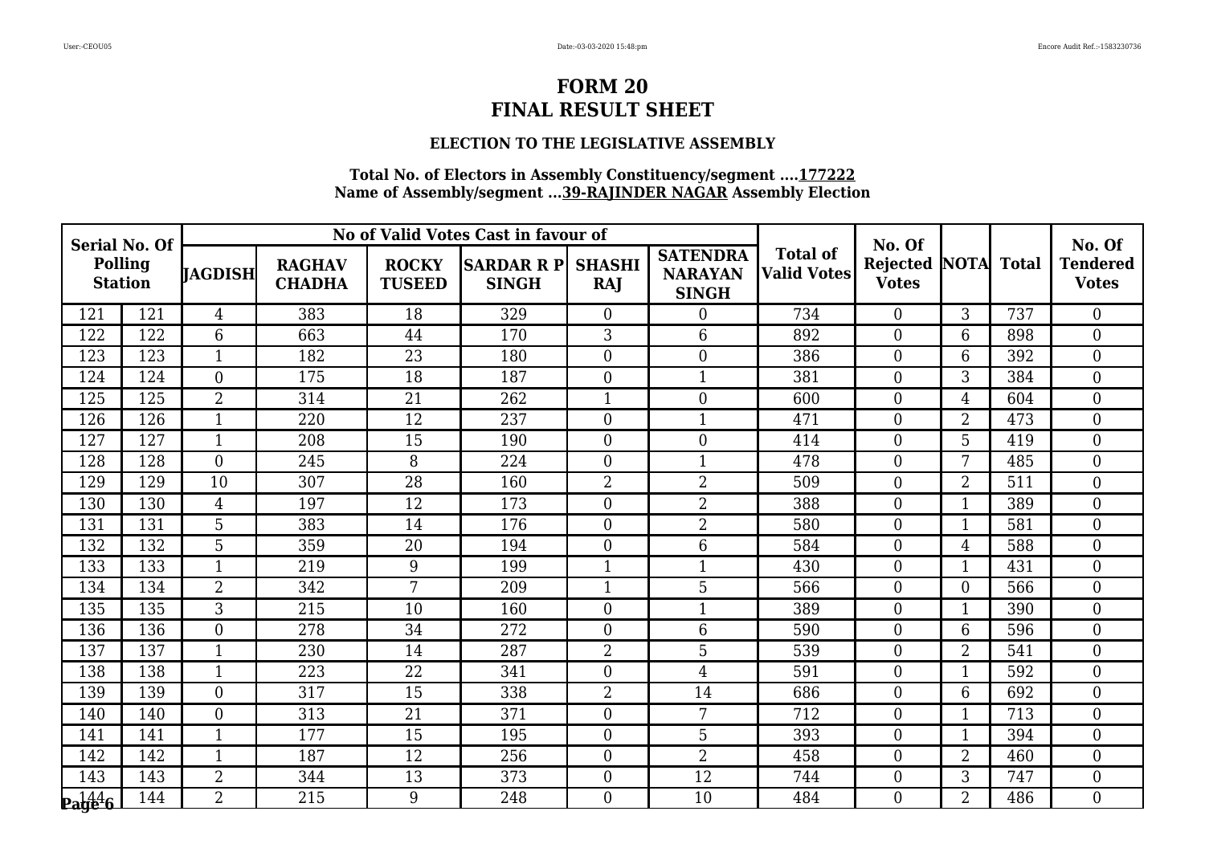# FORM 20
# FINAL RESULT SHEET

### ELECTION TO THE LEGISLATIVE ASSEMBLY

**Total No. of Electors in Assembly Constituency/segment ....177222**
**Name of Assembly/segment ...39-RAJINDER NAGAR Assembly Election**

| Serial No. Of Polling Station | | No of Valid Votes Cast in favour of | | | | | | Total of Valid Votes | No. Of Rejected Votes | NOTA | Total | No. Of Tendered Votes |
|---|---|---|---|---|---|---|---|---|---|---|---|---|
| | | JAGDISH | RAGHAV CHADHA | ROCKY TUSEED | SARDAR R P SINGH | SHASHI RAJ | SATENDRA NARAYAN SINGH | | | | | |
| 121 | 121 | 4 | 383 | 18 | 329 | 0 | 0 | 734 | 0 | 3 | 737 | 0 |
| 122 | 122 | 6 | 663 | 44 | 170 | 3 | 6 | 892 | 0 | 6 | 898 | 0 |
| 123 | 123 | 1 | 182 | 23 | 180 | 0 | 0 | 386 | 0 | 6 | 392 | 0 |
| 124 | 124 | 0 | 175 | 18 | 187 | 0 | 1 | 381 | 0 | 3 | 384 | 0 |
| 125 | 125 | 2 | 314 | 21 | 262 | 1 | 0 | 600 | 0 | 4 | 604 | 0 |
| 126 | 126 | 1 | 220 | 12 | 237 | 0 | 1 | 471 | 0 | 2 | 473 | 0 |
| 127 | 127 | 1 | 208 | 15 | 190 | 0 | 0 | 414 | 0 | 5 | 419 | 0 |
| 128 | 128 | 0 | 245 | 8 | 224 | 0 | 1 | 478 | 0 | 7 | 485 | 0 |
| 129 | 129 | 10 | 307 | 28 | 160 | 2 | 2 | 509 | 0 | 2 | 511 | 0 |
| 130 | 130 | 4 | 197 | 12 | 173 | 0 | 2 | 388 | 0 | 1 | 389 | 0 |
| 131 | 131 | 5 | 383 | 14 | 176 | 0 | 2 | 580 | 0 | 1 | 581 | 0 |
| 132 | 132 | 5 | 359 | 20 | 194 | 0 | 6 | 584 | 0 | 4 | 588 | 0 |
| 133 | 133 | 1 | 219 | 9 | 199 | 1 | 1 | 430 | 0 | 1 | 431 | 0 |
| 134 | 134 | 2 | 342 | 7 | 209 | 1 | 5 | 566 | 0 | 0 | 566 | 0 |
| 135 | 135 | 3 | 215 | 10 | 160 | 0 | 1 | 389 | 0 | 1 | 390 | 0 |
| 136 | 136 | 0 | 278 | 34 | 272 | 0 | 6 | 590 | 0 | 6 | 596 | 0 |
| 137 | 137 | 1 | 230 | 14 | 287 | 2 | 5 | 539 | 0 | 2 | 541 | 0 |
| 138 | 138 | 1 | 223 | 22 | 341 | 0 | 4 | 591 | 0 | 1 | 592 | 0 |
| 139 | 139 | 0 | 317 | 15 | 338 | 2 | 14 | 686 | 0 | 6 | 692 | 0 |
| 140 | 140 | 0 | 313 | 21 | 371 | 0 | 7 | 712 | 0 | 1 | 713 | 0 |
| 141 | 141 | 1 | 177 | 15 | 195 | 0 | 5 | 393 | 0 | 1 | 394 | 0 |
| 142 | 142 | 1 | 187 | 12 | 256 | 0 | 2 | 458 | 0 | 2 | 460 | 0 |
| 143 | 143 | 2 | 344 | 13 | 373 | 0 | 12 | 744 | 0 | 3 | 747 | 0 |
| 144 | 144 | 2 | 215 | 9 | 248 | 0 | 10 | 484 | 0 | 2 | 486 | 0 |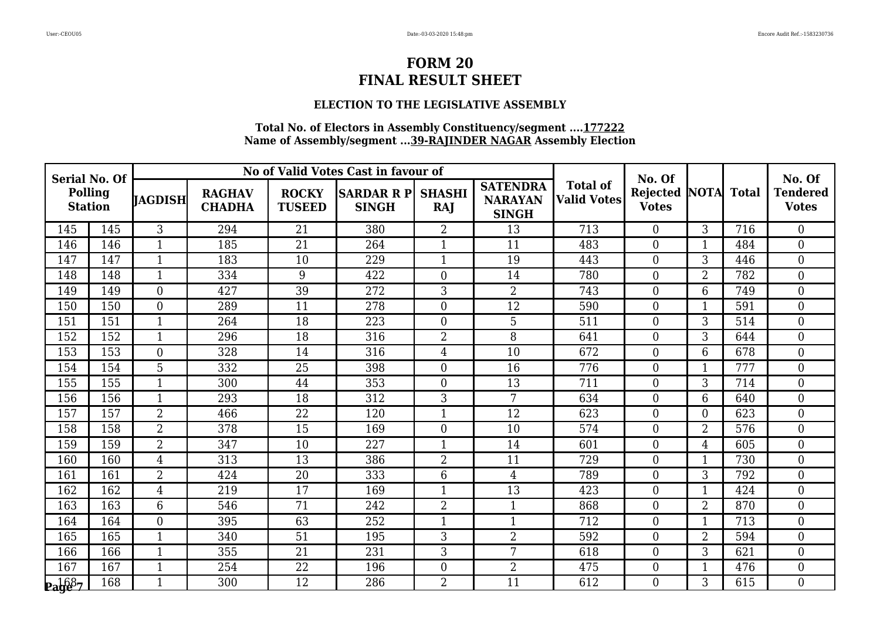# FORM 20
# FINAL RESULT SHEET

### ELECTION TO THE LEGISLATIVE ASSEMBLY

**Total No. of Electors in Assembly Constituency/segment ....177222**
**Name of Assembly/segment ...39-RAJINDER NAGAR Assembly Election**

| Serial No. Of Polling Station | | No of Valid Votes Cast in favour of | | | | | | Total of Valid Votes | No. Of Rejected Votes | NOTA | Total | No. Of Tendered Votes |
|---|---|---|---|---|---|---|---|---|---|---|---|---|
| | | JAGDISH | RAGHAV CHADHA | ROCKY TUSEED | SARDAR R P SINGH | SHASHI RAJ | SATENDRA NARAYAN SINGH | | | | | |
| 145 | 145 | 3 | 294 | 21 | 380 | 2 | 13 | 713 | 0 | 3 | 716 | 0 |
| 146 | 146 | 1 | 185 | 21 | 264 | 1 | 11 | 483 | 0 | 1 | 484 | 0 |
| 147 | 147 | 1 | 183 | 10 | 229 | 1 | 19 | 443 | 0 | 3 | 446 | 0 |
| 148 | 148 | 1 | 334 | 9 | 422 | 0 | 14 | 780 | 0 | 2 | 782 | 0 |
| 149 | 149 | 0 | 427 | 39 | 272 | 3 | 2 | 743 | 0 | 6 | 749 | 0 |
| 150 | 150 | 0 | 289 | 11 | 278 | 0 | 12 | 590 | 0 | 1 | 591 | 0 |
| 151 | 151 | 1 | 264 | 18 | 223 | 0 | 5 | 511 | 0 | 3 | 514 | 0 |
| 152 | 152 | 1 | 296 | 18 | 316 | 2 | 8 | 641 | 0 | 3 | 644 | 0 |
| 153 | 153 | 0 | 328 | 14 | 316 | 4 | 10 | 672 | 0 | 6 | 678 | 0 |
| 154 | 154 | 5 | 332 | 25 | 398 | 0 | 16 | 776 | 0 | 1 | 777 | 0 |
| 155 | 155 | 1 | 300 | 44 | 353 | 0 | 13 | 711 | 0 | 3 | 714 | 0 |
| 156 | 156 | 1 | 293 | 18 | 312 | 3 | 7 | 634 | 0 | 6 | 640 | 0 |
| 157 | 157 | 2 | 466 | 22 | 120 | 1 | 12 | 623 | 0 | 0 | 623 | 0 |
| 158 | 158 | 2 | 378 | 15 | 169 | 0 | 10 | 574 | 0 | 2 | 576 | 0 |
| 159 | 159 | 2 | 347 | 10 | 227 | 1 | 14 | 601 | 0 | 4 | 605 | 0 |
| 160 | 160 | 4 | 313 | 13 | 386 | 2 | 11 | 729 | 0 | 1 | 730 | 0 |
| 161 | 161 | 2 | 424 | 20 | 333 | 6 | 4 | 789 | 0 | 3 | 792 | 0 |
| 162 | 162 | 4 | 219 | 17 | 169 | 1 | 13 | 423 | 0 | 1 | 424 | 0 |
| 163 | 163 | 6 | 546 | 71 | 242 | 2 | 1 | 868 | 0 | 2 | 870 | 0 |
| 164 | 164 | 0 | 395 | 63 | 252 | 1 | 1 | 712 | 0 | 1 | 713 | 0 |
| 165 | 165 | 1 | 340 | 51 | 195 | 3 | 2 | 592 | 0 | 2 | 594 | 0 |
| 166 | 166 | 1 | 355 | 21 | 231 | 3 | 7 | 618 | 0 | 3 | 621 | 0 |
| 167 | 167 | 1 | 254 | 22 | 196 | 0 | 2 | 475 | 0 | 1 | 476 | 0 |
| 168 | 168 | 1 | 300 | 12 | 286 | 2 | 11 | 612 | 0 | 3 | 615 | 0 |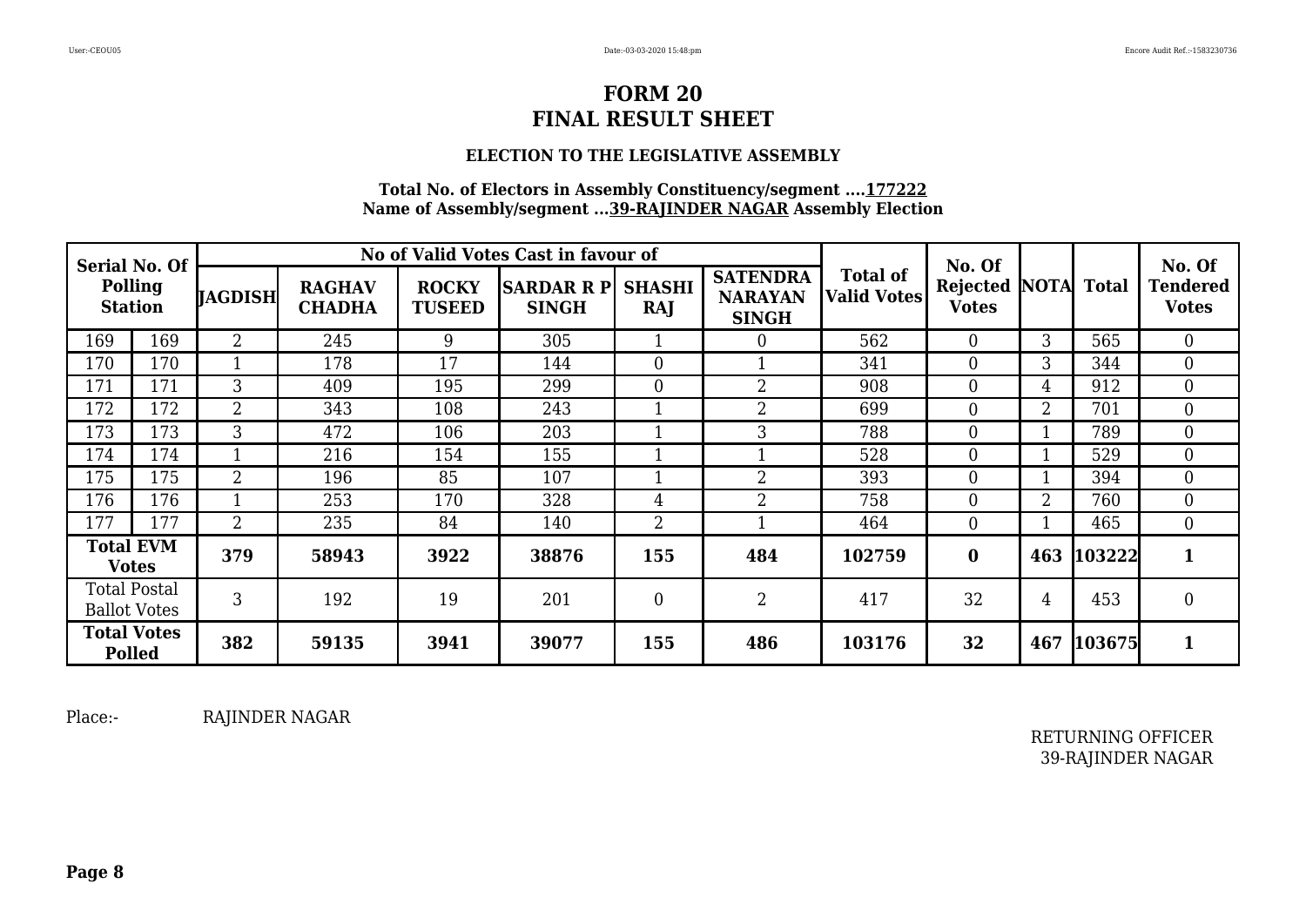# FORM 20
# FINAL RESULT SHEET

### ELECTION TO THE LEGISLATIVE ASSEMBLY

**Total No. of Electors in Assembly Constituency/segment ....177222**
**Name of Assembly/segment ...39-RAJINDER NAGAR Assembly Election**

| Serial No. Of Polling Station | | No of Valid Votes Cast in favour of | | | | | | Total of Valid Votes | No. Of Rejected Votes | NOTA | Total | No. Of Tendered Votes |
|---|---|---|---|---|---|---|---|---|---|---|---|---|
| | | JAGDISH | RAGHAV CHADHA | ROCKY TUSEED | SARDAR R P SINGH | SHASHI RAJ | SATENDRA NARAYAN SINGH | | | | | |
| 169 | 169 | 2 | 245 | 9 | 305 | 1 | 0 | 562 | 0 | 3 | 565 | 0 |
| 170 | 170 | 1 | 178 | 17 | 144 | 0 | 1 | 341 | 0 | 3 | 344 | 0 |
| 171 | 171 | 3 | 409 | 195 | 299 | 0 | 2 | 908 | 0 | 4 | 912 | 0 |
| 172 | 172 | 2 | 343 | 108 | 243 | 1 | 2 | 699 | 0 | 2 | 701 | 0 |
| 173 | 173 | 3 | 472 | 106 | 203 | 1 | 3 | 788 | 0 | 1 | 789 | 0 |
| 174 | 174 | 1 | 216 | 154 | 155 | 1 | 1 | 528 | 0 | 1 | 529 | 0 |
| 175 | 175 | 2 | 196 | 85 | 107 | 1 | 2 | 393 | 0 | 1 | 394 | 0 |
| 176 | 176 | 1 | 253 | 170 | 328 | 4 | 2 | 758 | 0 | 2 | 760 | 0 |
| 177 | 177 | 2 | 235 | 84 | 140 | 2 | 1 | 464 | 0 | 1 | 465 | 0 |
| **Total EVM Votes** | | **379** | **58943** | **3922** | **38876** | **155** | **484** | **102759** | **0** | **463** | **103222** | **1** |
| Total Postal Ballot Votes | | 3 | 192 | 19 | 201 | 0 | 2 | 417 | 32 | 4 | 453 | 0 |
| **Total Votes Polled** | | **382** | **59135** | **3941** | **39077** | **155** | **486** | **103176** | **32** | **467** | **103675** | **1** |

Place:- RAJINDER NAGAR

RETURNING OFFICER
39-RAJINDER NAGAR